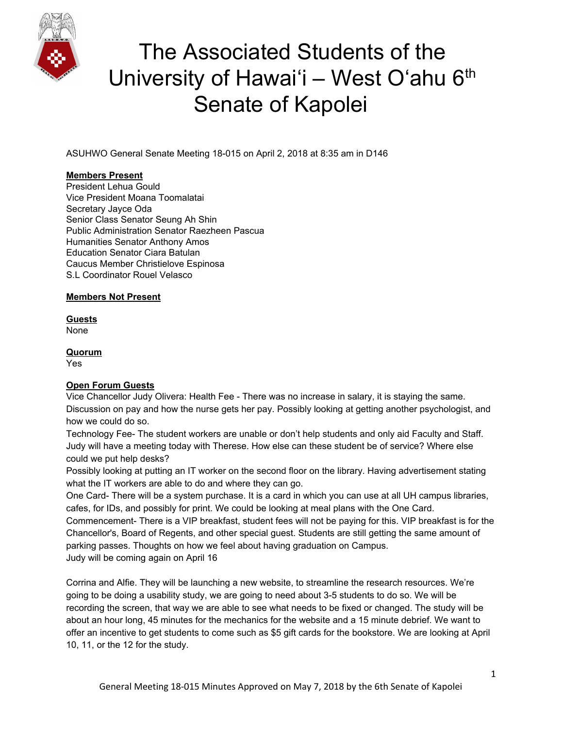# The Associated Students of the University of Hawaiʻi – West Oʻahu 6th Senate of Kapolei

ASUHWO General Senate Meeting 18-015 on April 2, 2018 at 8:35 am in D146

**Members Present**
President Lehua Gould
Vice President Moana Toomalatai
Secretary Jayce Oda
Senior Class Senator Seung Ah Shin
Public Administration Senator Raezheen Pascua
Humanities Senator Anthony Amos
Education Senator Ciara Batulan
Caucus Member Christielove Espinosa
S.L Coordinator Rouel Velasco

**Members Not Present**

**Guests**
None

**Quorum**
Yes

**Open Forum Guests**
Vice Chancellor Judy Olivera: Health Fee - There was no increase in salary, it is staying the same. Discussion on pay and how the nurse gets her pay. Possibly looking at getting another psychologist, and how we could do so.
Technology Fee- The student workers are unable or don't help students and only aid Faculty and Staff. Judy will have a meeting today with Therese. How else can these student be of service? Where else could we put help desks?
Possibly looking at putting an IT worker on the second floor on the library. Having advertisement stating what the IT workers are able to do and where they can go.
One Card- There will be a system purchase. It is a card in which you can use at all UH campus libraries, cafes, for IDs, and possibly for print. We could be looking at meal plans with the One Card.
Commencement- There is a VIP breakfast, student fees will not be paying for this. VIP breakfast is for the Chancellor's, Board of Regents, and other special guest. Students are still getting the same amount of parking passes. Thoughts on how we feel about having graduation on Campus.
Judy will be coming again on April 16

Corrina and Alfie. They will be launching a new website, to streamline the research resources. We're going to be doing a usability study, we are going to need about 3-5 students to do so. We will be recording the screen, that way we are able to see what needs to be fixed or changed. The study will be about an hour long, 45 minutes for the mechanics for the website and a 15 minute debrief. We want to offer an incentive to get students to come such as $5 gift cards for the bookstore. We are looking at April 10, 11, or the 12 for the study.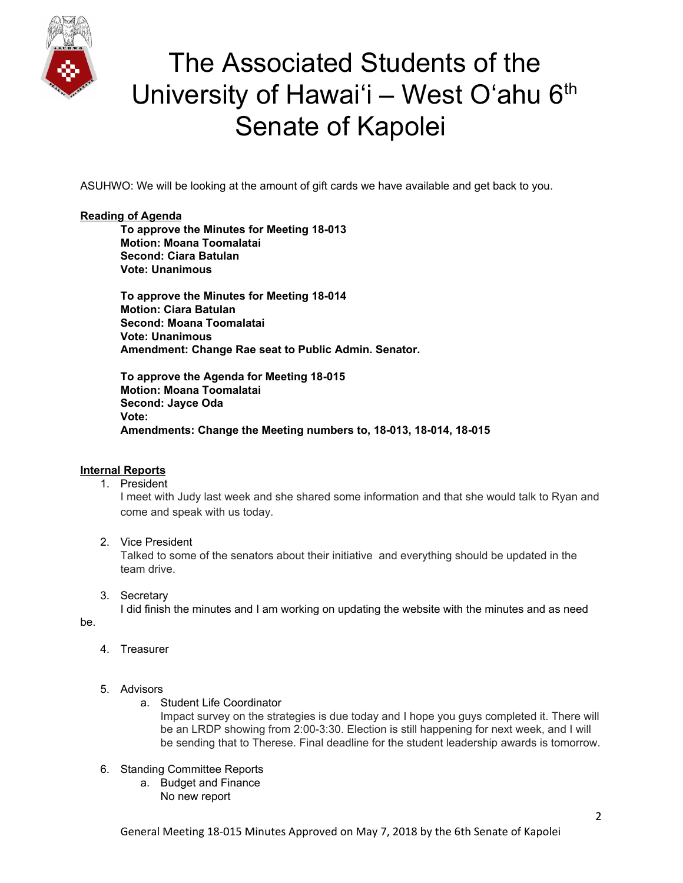ASUHWO: We will be looking at the amount of gift cards we have available and get back to you.

**Reading of Agenda**

**To approve the Minutes for Meeting 18-013**
**Motion: Moana Toomalatai**
**Second: Ciara Batulan**
**Vote: Unanimous**

**To approve the Minutes for Meeting 18-014**
**Motion: Ciara Batulan**
**Second: Moana Toomalatai**
**Vote: Unanimous**
**Amendment: Change Rae seat to Public Admin. Senator.**

**To approve the Agenda for Meeting 18-015**
**Motion: Moana Toomalatai**
**Second: Jayce Oda**
**Vote:**
**Amendments: Change the Meeting numbers to, 18-013, 18-014, 18-015**

**Internal Reports**

1. President
   I meet with Judy last week and she shared some information and that she would talk to Ryan and come and speak with us today.

2. Vice President
   Talked to some of the senators about their initiative and everything should be updated in the team drive.

3. Secretary
   I did finish the minutes and I am working on updating the website with the minutes and as need be.

4. Treasurer

5. Advisors
   a. Student Life Coordinator
      Impact survey on the strategies is due today and I hope you guys completed it. There will be an LRDP showing from 2:00-3:30. Election is still happening for next week, and I will be sending that to Therese. Final deadline for the student leadership awards is tomorrow.

6. Standing Committee Reports
   a. Budget and Finance
      No new report

General Meeting 18-015 Minutes Approved on May 7, 2018 by the 6th Senate of Kapolei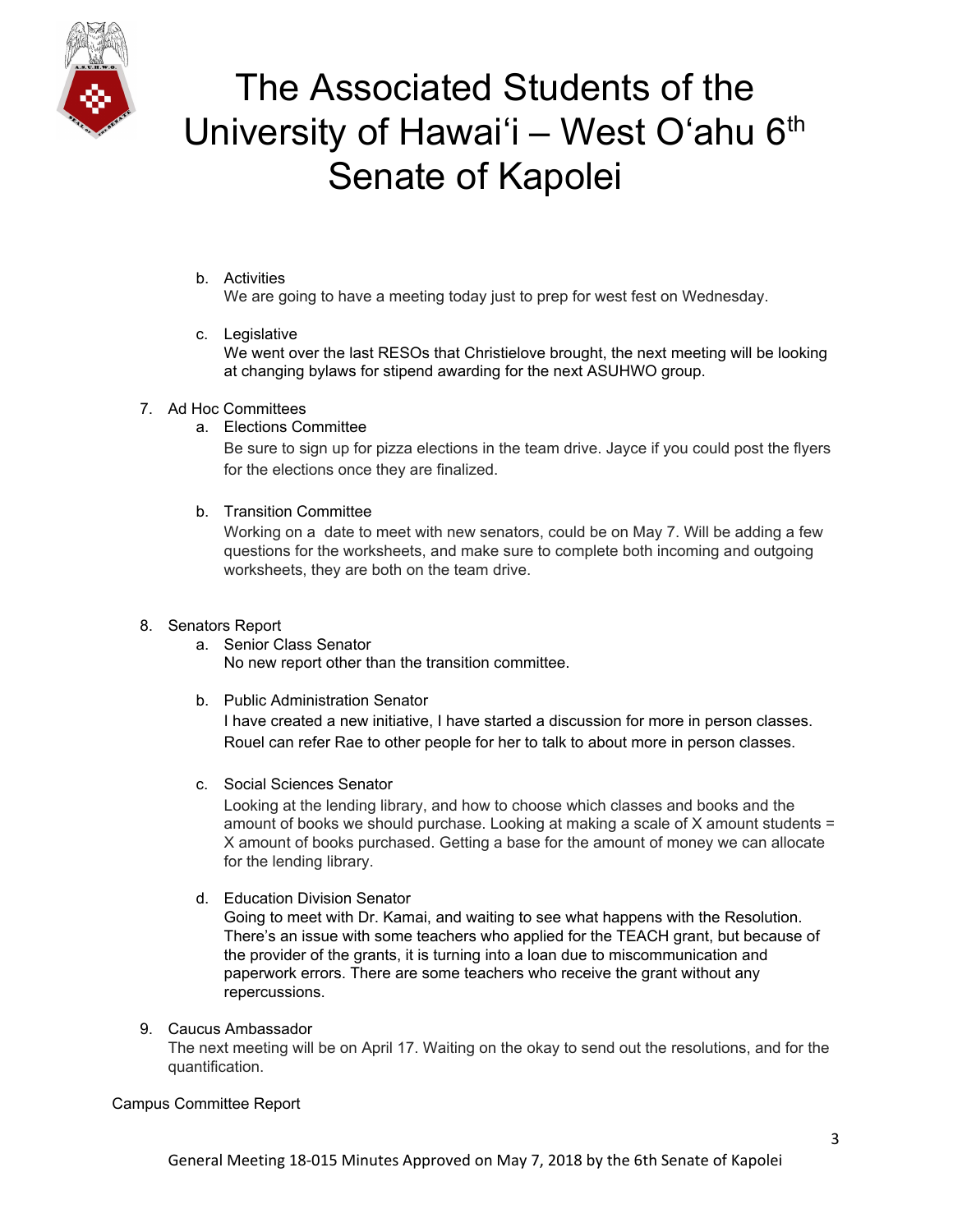b. Activities

We are going to have a meeting today just to prep for west fest on Wednesday.

c. Legislative

We went over the last RESOs that Christielove brought, the next meeting will be looking at changing bylaws for stipend awarding for the next ASUHWO group.

7. Ad Hoc Committees
   a. Elections Committee

   Be sure to sign up for pizza elections in the team drive. Jayce if you could post the flyers for the elections once they are finalized.

   b. Transition Committee

   Working on a date to meet with new senators, could be on May 7. Will be adding a few questions for the worksheets, and make sure to complete both incoming and outgoing worksheets, they are both on the team drive.

8. Senators Report
   a. Senior Class Senator

   No new report other than the transition committee.

   b. Public Administration Senator

   I have created a new initiative, I have started a discussion for more in person classes. Rouel can refer Rae to other people for her to talk to about more in person classes.

   c. Social Sciences Senator

   Looking at the lending library, and how to choose which classes and books and the amount of books we should purchase. Looking at making a scale of X amount students = X amount of books purchased. Getting a base for the amount of money we can allocate for the lending library.

   d. Education Division Senator

   Going to meet with Dr. Kamai, and waiting to see what happens with the Resolution. There's an issue with some teachers who applied for the TEACH grant, but because of the provider of the grants, it is turning into a loan due to miscommunication and paperwork errors. There are some teachers who receive the grant without any repercussions.

9. Caucus Ambassador

   The next meeting will be on April 17. Waiting on the okay to send out the resolutions, and for the quantification.

Campus Committee Report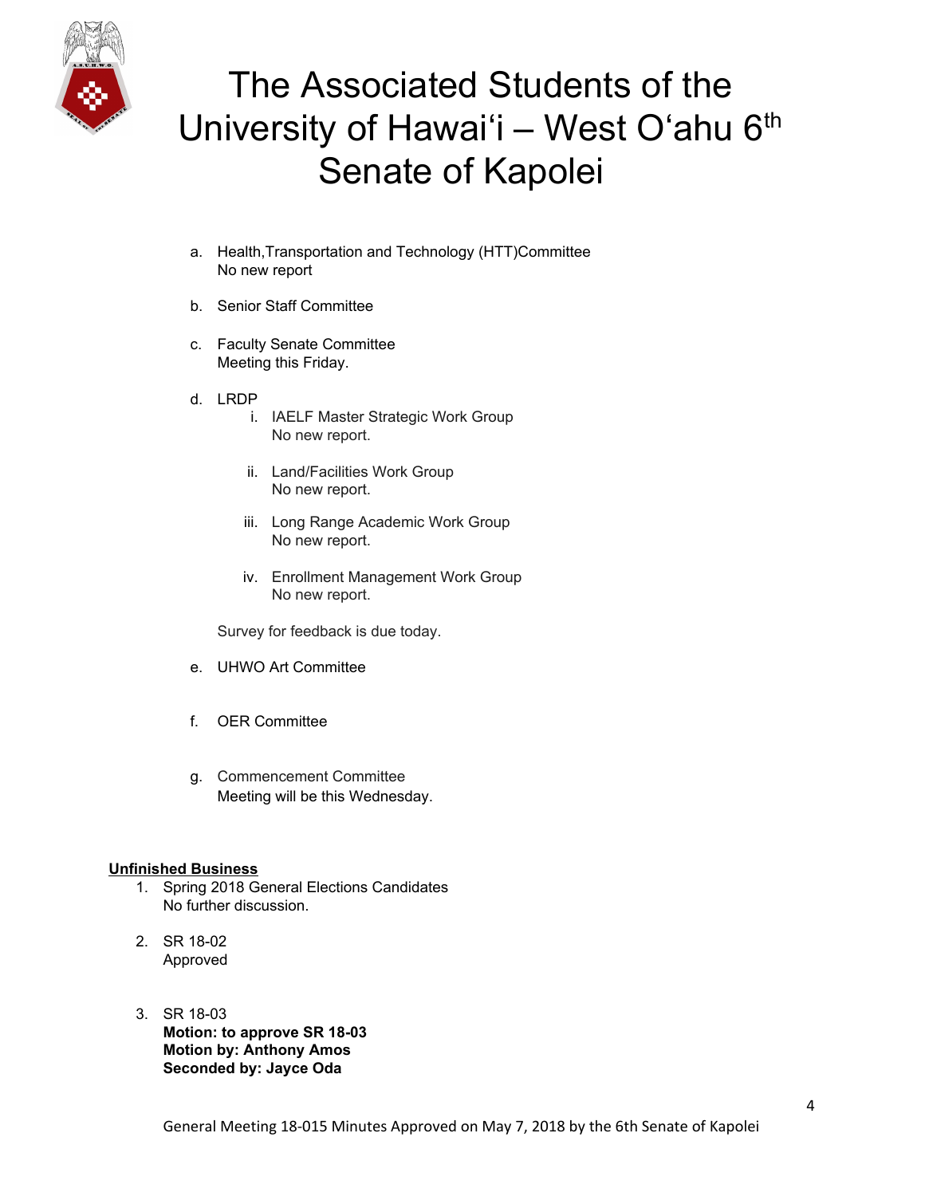a. Health,Transportation and Technology (HTT)Committee
   No new report

b. Senior Staff Committee

c. Faculty Senate Committee
   Meeting this Friday.

d. LRDP
   i. IAELF Master Strategic Work Group
      No new report.

   ii. Land/Facilities Work Group
      No new report.

   iii. Long Range Academic Work Group
      No new report.

   iv. Enrollment Management Work Group
      No new report.

   Survey for feedback is due today.

e. UHWO Art Committee

f. OER Committee

g. Commencement Committee
   Meeting will be this Wednesday.

**Unfinished Business**

1. Spring 2018 General Elections Candidates
   No further discussion.

2. SR 18-02
   Approved

3. SR 18-03
   **Motion: to approve SR 18-03**
   **Motion by: Anthony Amos**
   **Seconded by: Jayce Oda**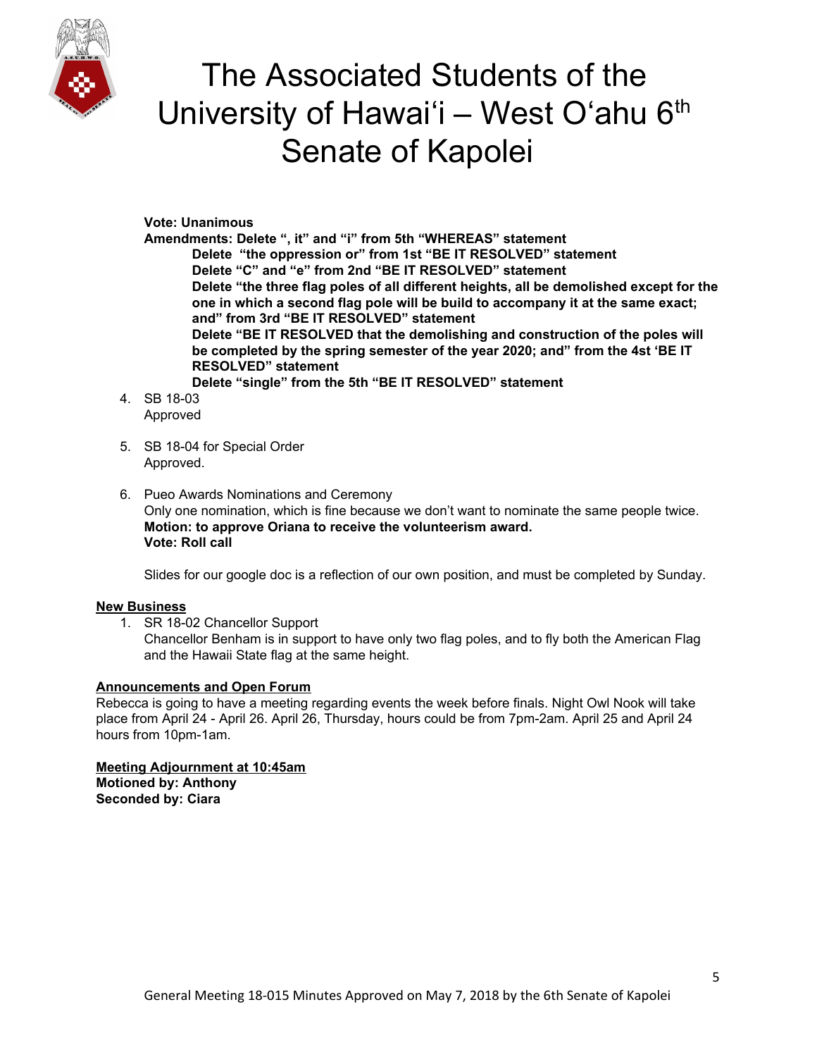**Vote: Unanimous**
**Amendments: Delete ", it" and "i" from 5th "WHEREAS" statement**
**Delete "the oppression or" from 1st "BE IT RESOLVED" statement**
**Delete "C" and "e" from 2nd "BE IT RESOLVED" statement**
**Delete "the three flag poles of all different heights, all be demolished except for the one in which a second flag pole will be build to accompany it at the same exact; and" from 3rd "BE IT RESOLVED" statement**
**Delete "BE IT RESOLVED that the demolishing and construction of the poles will be completed by the spring semester of the year 2020; and" from the 4st 'BE IT RESOLVED" statement**
**Delete "single" from the 5th "BE IT RESOLVED" statement**

4. SB 18-03
   Approved

5. SB 18-04 for Special Order
   Approved.

6. Pueo Awards Nominations and Ceremony
   Only one nomination, which is fine because we don't want to nominate the same people twice.
   **Motion: to approve Oriana to receive the volunteerism award.**
   **Vote: Roll call**

   Slides for our google doc is a reflection of our own position, and must be completed by Sunday.

**<u>New Business</u>**

1. SR 18-02 Chancellor Support
   Chancellor Benham is in support to have only two flag poles, and to fly both the American Flag and the Hawaii State flag at the same height.

**<u>Announcements and Open Forum</u>**

Rebecca is going to have a meeting regarding events the week before finals. Night Owl Nook will take place from April 24 - April 26. April 26, Thursday, hours could be from 7pm-2am. April 25 and April 24 hours from 10pm-1am.

**<u>Meeting Adjournment at 10:45am</u>**
**Motioned by: Anthony**
**Seconded by: Ciara**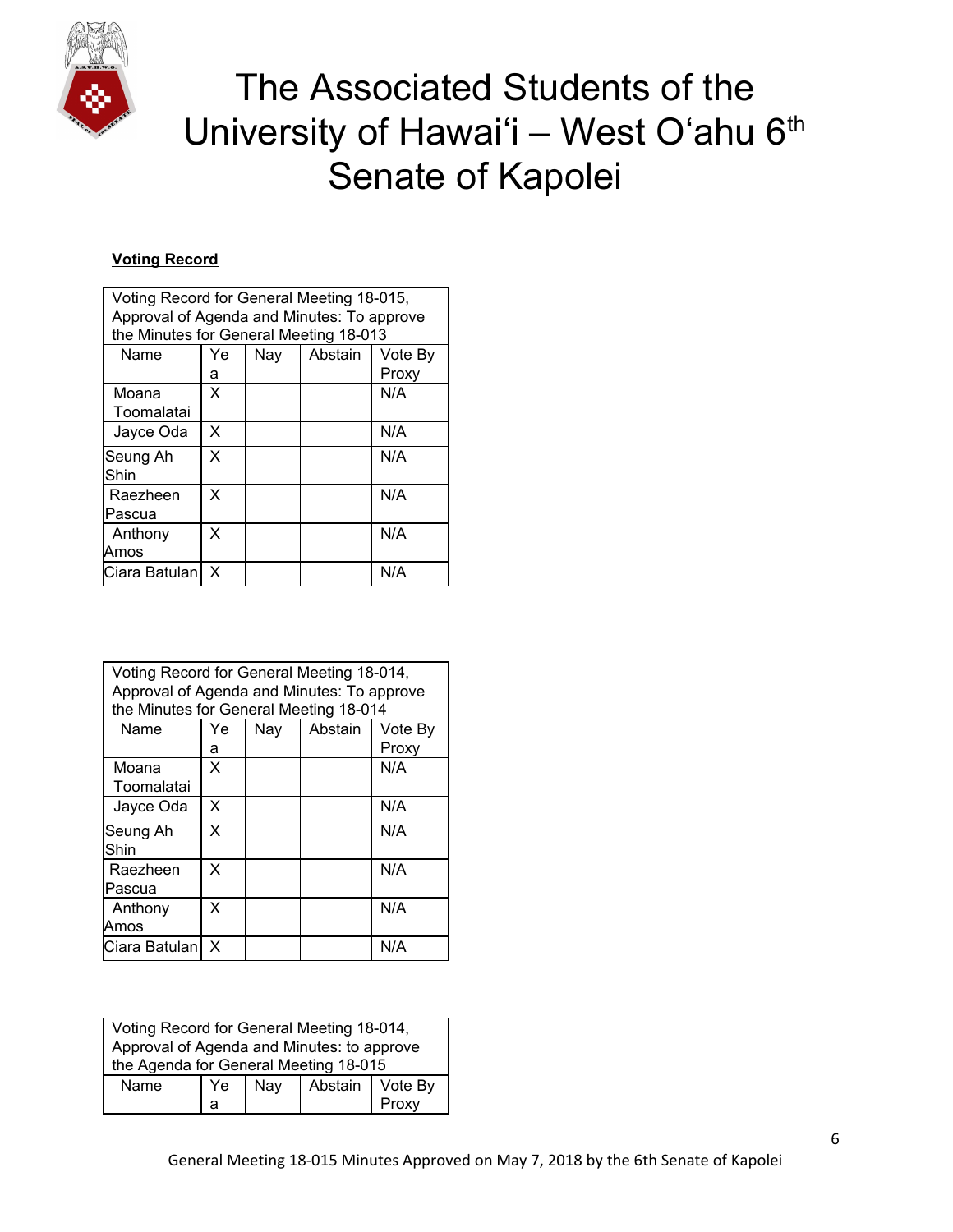# The Associated Students of the University of Hawai'i – West O'ahu 6th Senate of Kapolei

**Voting Record**

| Voting Record for General Meeting 18-015, Approval of Agenda and Minutes: To approve the Minutes for General Meeting 18-013 | | | | |
|---|---|---|---|---|
| Name | Yea | Nay | Abstain | Vote By Proxy |
| Moana Toomalatai | X | | | N/A |
| Jayce Oda | X | | | N/A |
| Seung Ah Shin | X | | | N/A |
| Raezheen Pascua | X | | | N/A |
| Anthony Amos | X | | | N/A |
| Ciara Batulan | X | | | N/A |

| Voting Record for General Meeting 18-014, Approval of Agenda and Minutes: To approve the Minutes for General Meeting 18-014 | | | | |
|---|---|---|---|---|
| Name | Yea | Nay | Abstain | Vote By Proxy |
| Moana Toomalatai | X | | | N/A |
| Jayce Oda | X | | | N/A |
| Seung Ah Shin | X | | | N/A |
| Raezheen Pascua | X | | | N/A |
| Anthony Amos | X | | | N/A |
| Ciara Batulan | X | | | N/A |

| Voting Record for General Meeting 18-014, Approval of Agenda and Minutes: to approve the Agenda for General Meeting 18-015 | | | | |
|---|---|---|---|---|
| Name | Yea | Nay | Abstain | Vote By Proxy |

General Meeting 18-015 Minutes Approved on May 7, 2018 by the 6th Senate of Kapolei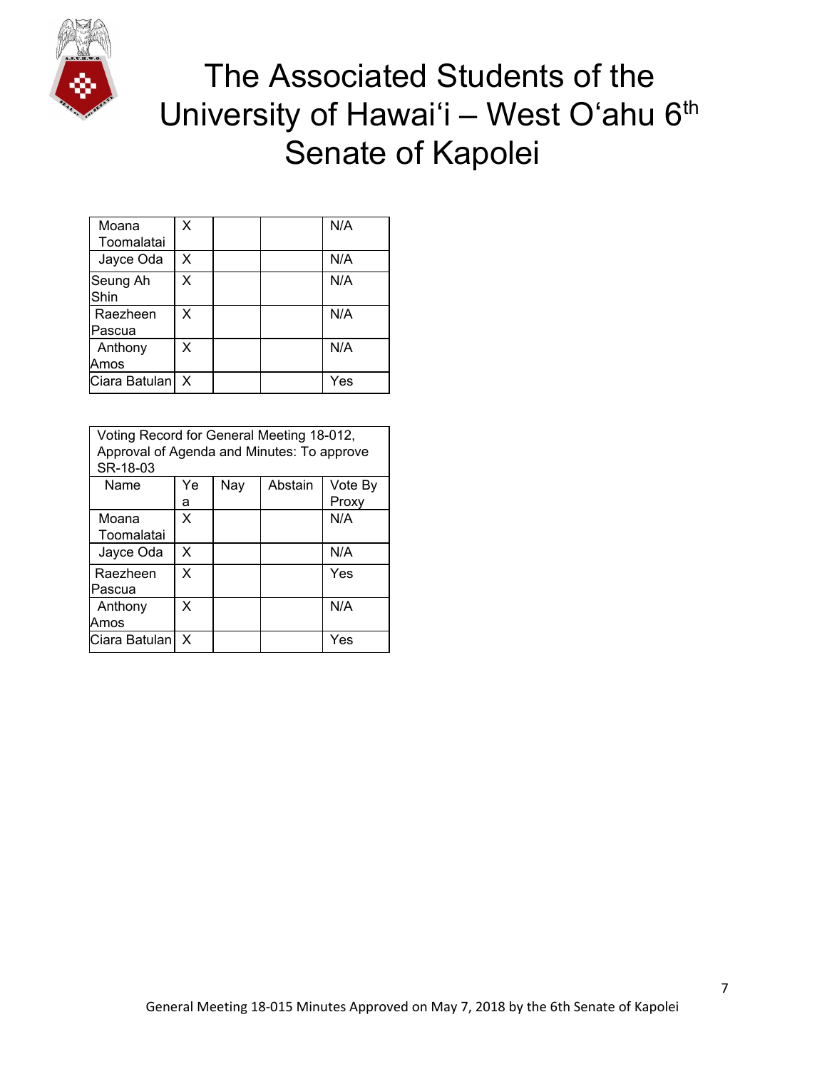# The Associated Students of the University of Hawai'i – West O'ahu 6th Senate of Kapolei

| | | | | |
|---|---|---|---|---|
| Moana Toomalatai | X | | | N/A |
| Jayce Oda | X | | | N/A |
| Seung Ah Shin | X | | | N/A |
| Raezheen Pascua | X | | | N/A |
| Anthony Amos | X | | | N/A |
| Ciara Batulan | X | | | Yes |

| Voting Record for General Meeting 18-012, Approval of Agenda and Minutes: To approve SR-18-03 | | | | |
|---|---|---|---|---|
| Name | Yea | Nay | Abstain | Vote By Proxy |
| Moana Toomalatai | X | | | N/A |
| Jayce Oda | X | | | N/A |
| Raezheen Pascua | X | | | Yes |
| Anthony Amos | X | | | N/A |
| Ciara Batulan | X | | | Yes |

General Meeting 18-015 Minutes Approved on May 7, 2018 by the 6th Senate of Kapolei